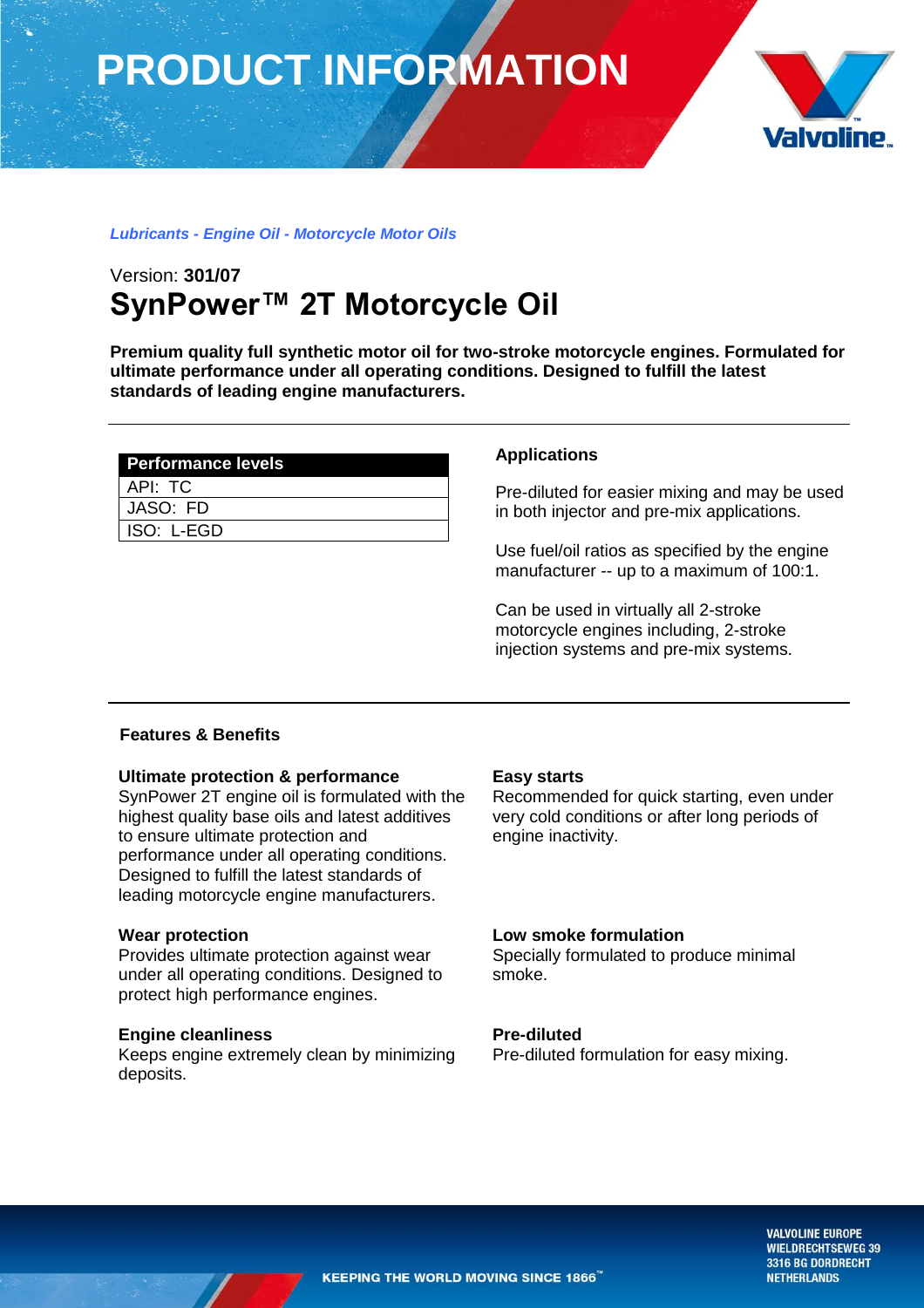# PRODUCT INFORMATION

*Lubricants - Engine Oil - Motorcycle Motor Oils*

Version: **301/07**

## SynPower™ 2T Motorcycle Oil

**Premium quality full synthetic motor oil for two-stroke motorcycle engines. Formulated for ultimate performance under all operating conditions. Designed to fulfill the latest standards of leading engine manufacturers.**

| Performance levels |
|---|
| API: TC |
| JASO: FD |
| ISO: L-EGD |

### Applications

Pre-diluted for easier mixing and may be used in both injector and pre-mix applications.

Use fuel/oil ratios as specified by the engine manufacturer -- up to a maximum of 100:1.

Can be used in virtually all 2-stroke motorcycle engines including, 2-stroke injection systems and pre-mix systems.

### Features & Benefits

**Ultimate protection & performance**
SynPower 2T engine oil is formulated with the highest quality base oils and latest additives to ensure ultimate protection and performance under all operating conditions. Designed to fulfill the latest standards of leading motorcycle engine manufacturers.

**Wear protection**
Provides ultimate protection against wear under all operating conditions. Designed to protect high performance engines.

**Engine cleanliness**
Keeps engine extremely clean by minimizing deposits.

**Easy starts**
Recommended for quick starting, even under very cold conditions or after long periods of engine inactivity.

**Low smoke formulation**
Specially formulated to produce minimal smoke.

**Pre-diluted**
Pre-diluted formulation for easy mixing.

KEEPING THE WORLD MOVING SINCE 1866™

VALVOLINE EUROPE
WIELDRECHTSEWEG 39
3316 BG DORDRECHT
NETHERLANDS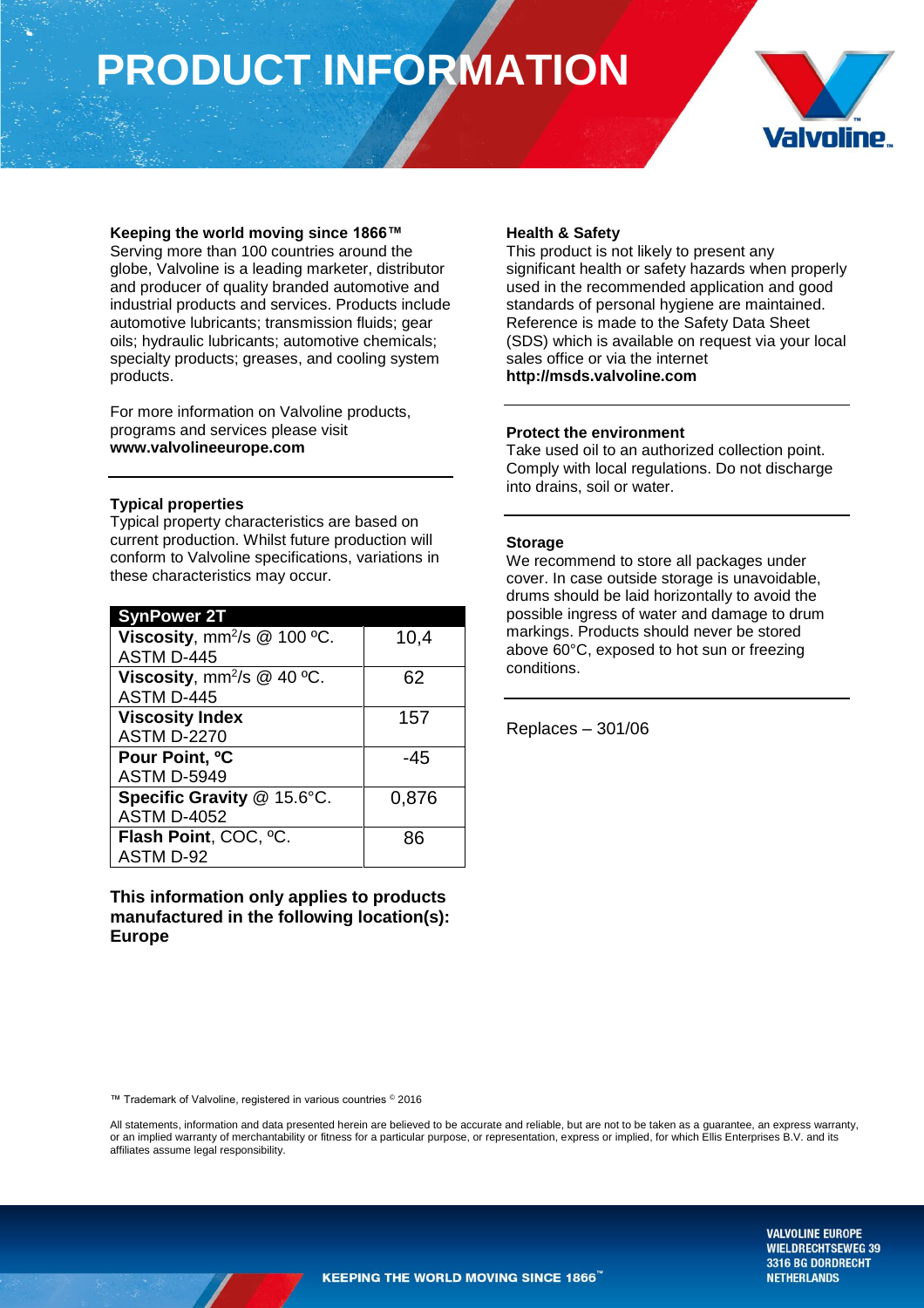# PRODUCT INFORMATION

**Keeping the world moving since 1866™**
Serving more than 100 countries around the globe, Valvoline is a leading marketer, distributor and producer of quality branded automotive and industrial products and services. Products include automotive lubricants; transmission fluids; gear oils; hydraulic lubricants; automotive chemicals; specialty products; greases, and cooling system products.

For more information on Valvoline products, programs and services please visit
**www.valvolineeurope.com**

**Typical properties**
Typical property characteristics are based on current production. Whilst future production will conform to Valvoline specifications, variations in these characteristics may occur.

| SynPower 2T | |
|---|---|
| **Viscosity**, $mm^2/s$ @ 100 ºC. ASTM D-445 | 10,4 |
| **Viscosity**, $mm^2/s$ @ 40 ºC. ASTM D-445 | 62 |
| **Viscosity Index** ASTM D-2270 | 157 |
| **Pour Point, ºC** ASTM D-5949 | -45 |
| **Specific Gravity** @ 15.6°C. ASTM D-4052 | 0,876 |
| **Flash Point**, COC, ºC. ASTM D-92 | 86 |

**This information only applies to products manufactured in the following location(s): Europe**

**Health & Safety**
This product is not likely to present any significant health or safety hazards when properly used in the recommended application and good standards of personal hygiene are maintained. Reference is made to the Safety Data Sheet (SDS) which is available on request via your local sales office or via the internet
**http://msds.valvoline.com**

**Protect the environment**
Take used oil to an authorized collection point. Comply with local regulations. Do not discharge into drains, soil or water.

**Storage**
We recommend to store all packages under cover. In case outside storage is unavoidable, drums should be laid horizontally to avoid the possible ingress of water and damage to drum markings. Products should never be stored above 60°C, exposed to hot sun or freezing conditions.

Replaces – 301/06

™ Trademark of Valvoline, registered in various countries © 2016

All statements, information and data presented herein are believed to be accurate and reliable, but are not to be taken as a guarantee, an express warranty, or an implied warranty of merchantability or fitness for a particular purpose, or representation, express or implied, for which Ellis Enterprises B.V. and its affiliates assume legal responsibility.

KEEPING THE WORLD MOVING SINCE 1866™

VALVOLINE EUROPE
WIELDRECHTSEWEG 39
3316 BG DORDRECHT
NETHERLANDS